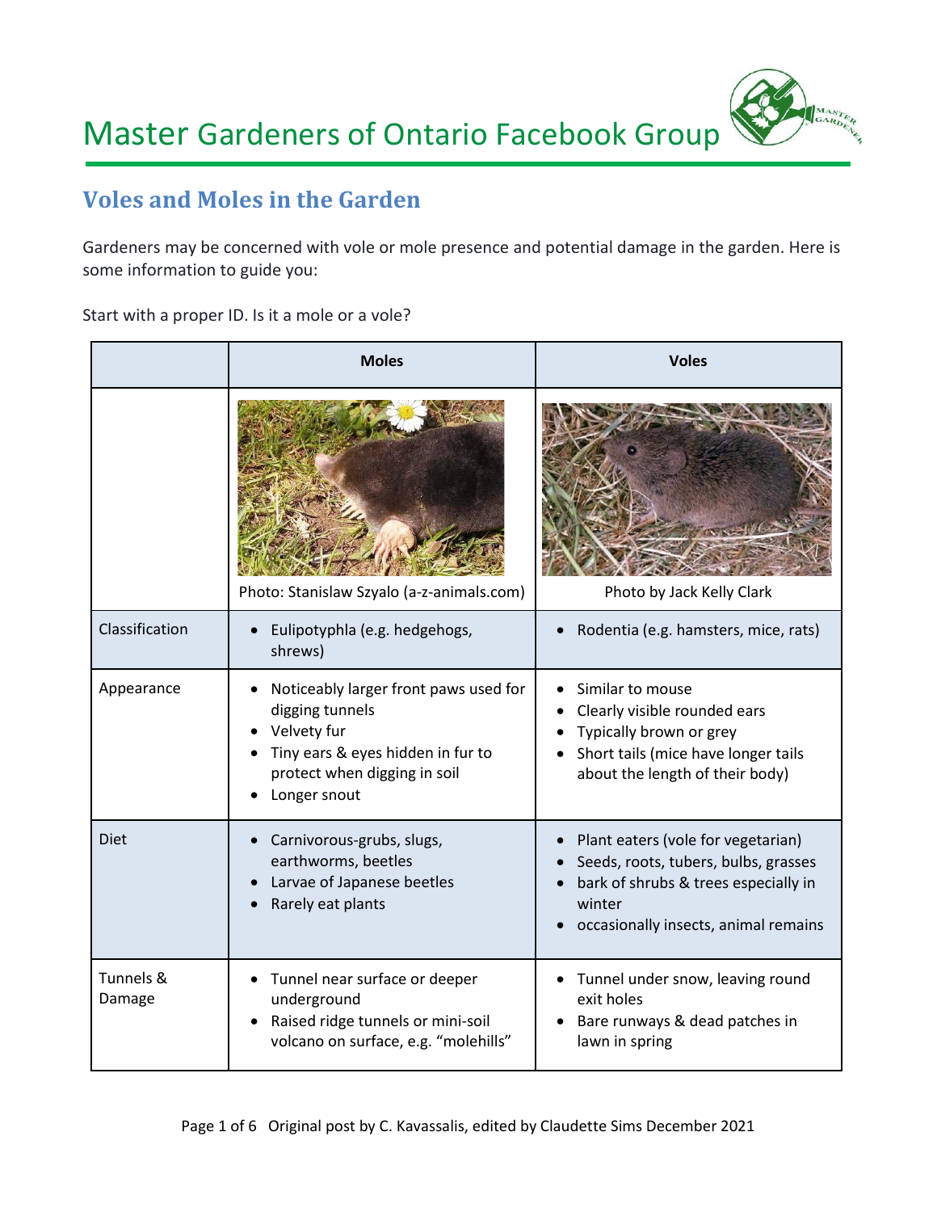# Master Gardeners of Ontario Facebook Group

## Voles and Moles in the Garden

Gardeners may be concerned with vole or mole presence and potential damage in the garden. Here is some information to guide you:

Start with a proper ID. Is it a mole or a vole?

| | Moles | Voles |
|---|---|---|
| | Photo: Stanislaw Szyalo (a-z-animals.com) | Photo by Jack Kelly Clark |
| Classification | • Eulipotyphla (e.g. hedgehogs, shrews) | • Rodentia (e.g. hamsters, mice, rats) |
| Appearance | • Noticeably larger front paws used for digging tunnels<br>• Velvety fur<br>• Tiny ears & eyes hidden in fur to protect when digging in soil<br>• Longer snout | • Similar to mouse<br>• Clearly visible rounded ears<br>• Typically brown or grey<br>• Short tails (mice have longer tails about the length of their body) |
| Diet | • Carnivorous-grubs, slugs, earthworms, beetles<br>• Larvae of Japanese beetles<br>• Rarely eat plants | • Plant eaters (vole for vegetarian)<br>• Seeds, roots, tubers, bulbs, grasses<br>• bark of shrubs & trees especially in winter<br>• occasionally insects, animal remains |
| Tunnels & Damage | • Tunnel near surface or deeper underground<br>• Raised ridge tunnels or mini-soil volcano on surface, e.g. "molehills" | • Tunnel under snow, leaving round exit holes<br>• Bare runways & dead patches in lawn in spring |

Original post by C. Kavassalis, edited by Claudette Sims December 2021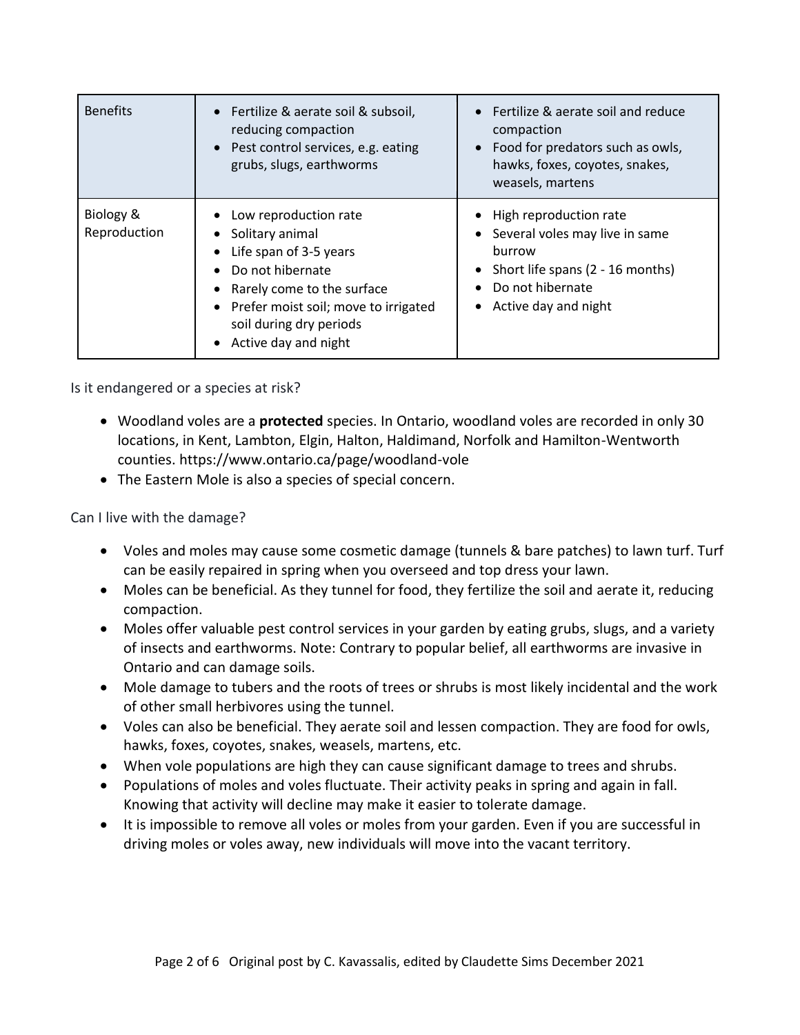| Benefits | • Fertilize & aerate soil & subsoil, reducing compaction<br>• Pest control services, e.g. eating grubs, slugs, earthworms | • Fertilize & aerate soil and reduce compaction<br>• Food for predators such as owls, hawks, foxes, coyotes, snakes, weasels, martens |
|---|---|---|
| Biology & Reproduction | • Low reproduction rate<br>• Solitary animal<br>• Life span of 3-5 years<br>• Do not hibernate<br>• Rarely come to the surface<br>• Prefer moist soil; move to irrigated soil during dry periods<br>• Active day and night | • High reproduction rate<br>• Several voles may live in same burrow<br>• Short life spans (2 - 16 months)<br>• Do not hibernate<br>• Active day and night |

Is it endangered or a species at risk?

- Woodland voles are a **protected** species. In Ontario, woodland voles are recorded in only 30 locations, in Kent, Lambton, Elgin, Halton, Haldimand, Norfolk and Hamilton-Wentworth counties. https://www.ontario.ca/page/woodland-vole
- The Eastern Mole is also a species of special concern.

Can I live with the damage?

- Voles and moles may cause some cosmetic damage (tunnels & bare patches) to lawn turf. Turf can be easily repaired in spring when you overseed and top dress your lawn.
- Moles can be beneficial. As they tunnel for food, they fertilize the soil and aerate it, reducing compaction.
- Moles offer valuable pest control services in your garden by eating grubs, slugs, and a variety of insects and earthworms. Note: Contrary to popular belief, all earthworms are invasive in Ontario and can damage soils.
- Mole damage to tubers and the roots of trees or shrubs is most likely incidental and the work of other small herbivores using the tunnel.
- Voles can also be beneficial. They aerate soil and lessen compaction. They are food for owls, hawks, foxes, coyotes, snakes, weasels, martens, etc.
- When vole populations are high they can cause significant damage to trees and shrubs.
- Populations of moles and voles fluctuate. Their activity peaks in spring and again in fall. Knowing that activity will decline may make it easier to tolerate damage.
- It is impossible to remove all voles or moles from your garden. Even if you are successful in driving moles or voles away, new individuals will move into the vacant territory.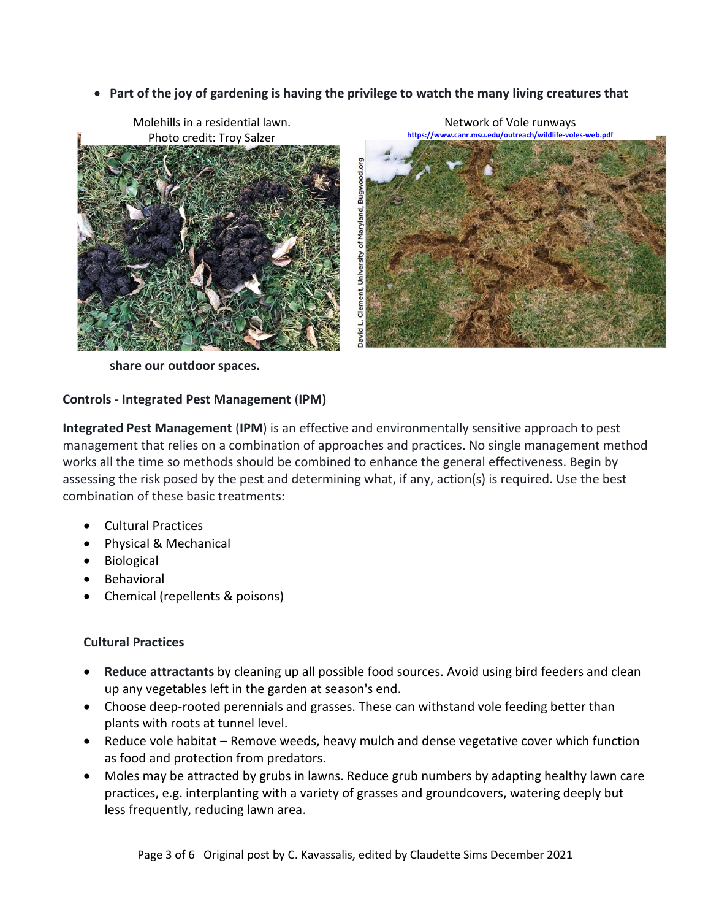- **Part of the joy of gardening is having the privilege to watch the many living creatures that share our outdoor spaces.**

Molehills in a residential lawn. Photo credit: Troy Salzer

Network of Vole runways
https://www.canr.msu.edu/outreach/wildlife-voles-web.pdf

David L. Clement, University of Maryland, Bugwood.org

**Controls - Integrated Pest Management (IPM)**

**Integrated Pest Management** (**IPM**) is an effective and environmentally sensitive approach to pest management that relies on a combination of approaches and practices. No single management method works all the time so methods should be combined to enhance the general effectiveness. Begin by assessing the risk posed by the pest and determining what, if any, action(s) is required. Use the best combination of these basic treatments:

- Cultural Practices
- Physical & Mechanical
- Biological
- Behavioral
- Chemical (repellents & poisons)

**Cultural Practices**

- **Reduce attractants** by cleaning up all possible food sources. Avoid using bird feeders and clean up any vegetables left in the garden at season's end.
- Choose deep-rooted perennials and grasses. These can withstand vole feeding better than plants with roots at tunnel level.
- Reduce vole habitat – Remove weeds, heavy mulch and dense vegetative cover which function as food and protection from predators.
- Moles may be attracted by grubs in lawns. Reduce grub numbers by adapting healthy lawn care practices, e.g. interplanting with a variety of grasses and groundcovers, watering deeply but less frequently, reducing lawn area.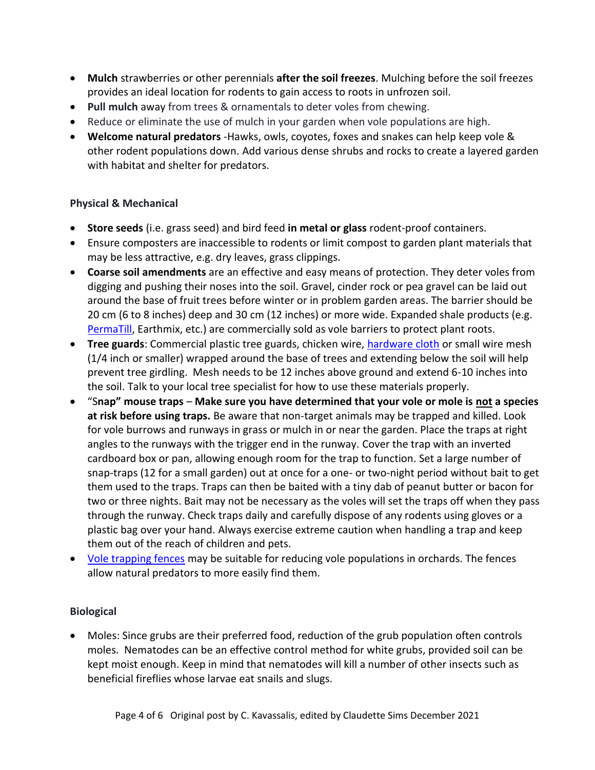- **Mulch** strawberries or other perennials **after the soil freezes**. Mulching before the soil freezes provides an ideal location for rodents to gain access to roots in unfrozen soil.
- **Pull mulch** away from trees & ornamentals to deter voles from chewing.
- Reduce or eliminate the use of mulch in your garden when vole populations are high.
- **Welcome natural predators** -Hawks, owls, coyotes, foxes and snakes can help keep vole & other rodent populations down. Add various dense shrubs and rocks to create a layered garden with habitat and shelter for predators.

**Physical & Mechanical**

- **Store seeds** (i.e. grass seed) and bird feed **in metal or glass** rodent-proof containers.
- Ensure composters are inaccessible to rodents or limit compost to garden plant materials that may be less attractive, e.g. dry leaves, grass clippings.
- **Coarse soil amendments** are an effective and easy means of protection. They deter voles from digging and pushing their noses into the soil. Gravel, cinder rock or pea gravel can be laid out around the base of fruit trees before winter or in problem garden areas. The barrier should be 20 cm (6 to 8 inches) deep and 30 cm (12 inches) or more wide. Expanded shale products (e.g. PermaTill, Earthmix, etc.) are commercially sold as vole barriers to protect plant roots.
- **Tree guards**: Commercial plastic tree guards, chicken wire, hardware cloth or small wire mesh (1/4 inch or smaller) wrapped around the base of trees and extending below the soil will help prevent tree girdling. Mesh needs to be 12 inches above ground and extend 6-10 inches into the soil. Talk to your local tree specialist for how to use these materials properly.
- "S**nap" mouse traps** – **Make sure you have determined that your vole or mole is <u>not</u> a species at risk before using traps.** Be aware that non-target animals may be trapped and killed. Look for vole burrows and runways in grass or mulch in or near the garden. Place the traps at right angles to the runways with the trigger end in the runway. Cover the trap with an inverted cardboard box or pan, allowing enough room for the trap to function. Set a large number of snap-traps (12 for a small garden) out at once for a one- or two-night period without bait to get them used to the traps. Traps can then be baited with a tiny dab of peanut butter or bacon for two or three nights. Bait may not be necessary as the voles will set the traps off when they pass through the runway. Check traps daily and carefully dispose of any rodents using gloves or a plastic bag over your hand. Always exercise extreme caution when handling a trap and keep them out of the reach of children and pets.
- Vole trapping fences may be suitable for reducing vole populations in orchards. The fences allow natural predators to more easily find them.

**Biological**

- Moles: Since grubs are their preferred food, reduction of the grub population often controls moles. Nematodes can be an effective control method for white grubs, provided soil can be kept moist enough. Keep in mind that nematodes will kill a number of other insects such as beneficial fireflies whose larvae eat snails and slugs.

Original post by C. Kavassalis, edited by Claudette Sims December 2021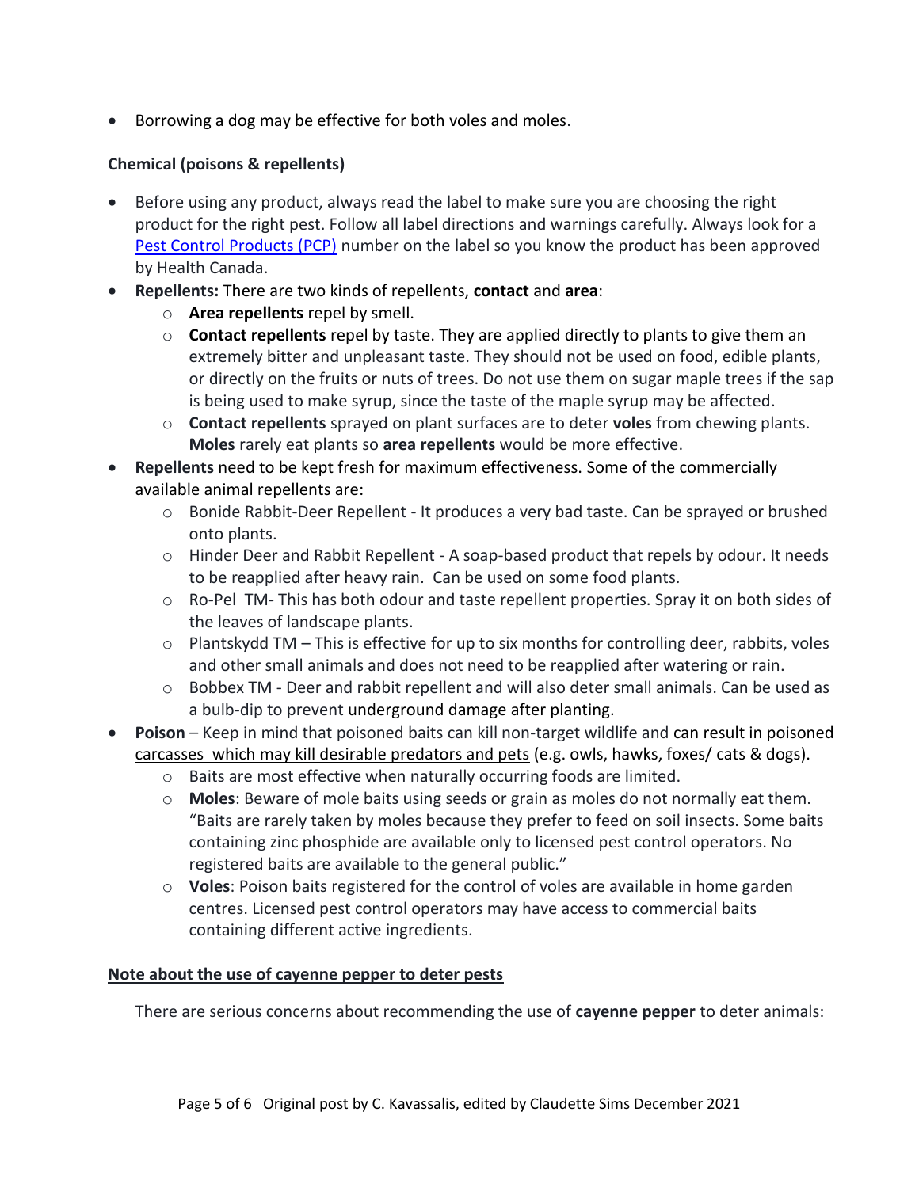- Borrowing a dog may be effective for both voles and moles.

### Chemical (poisons & repellents)

- Before using any product, always read the label to make sure you are choosing the right product for the right pest. Follow all label directions and warnings carefully. Always look for a [Pest Control Products (PCP)]() number on the label so you know the product has been approved by Health Canada.
- **Repellents:** There are two kinds of repellents, **contact** and **area**:
  - **Area repellents** repel by smell.
  - **Contact repellents** repel by taste. They are applied directly to plants to give them an extremely bitter and unpleasant taste. They should not be used on food, edible plants, or directly on the fruits or nuts of trees. Do not use them on sugar maple trees if the sap is being used to make syrup, since the taste of the maple syrup may be affected.
  - **Contact repellents** sprayed on plant surfaces are to deter **voles** from chewing plants. **Moles** rarely eat plants so **area repellents** would be more effective.
- **Repellents** need to be kept fresh for maximum effectiveness. Some of the commercially available animal repellents are:
  - Bonide Rabbit-Deer Repellent - It produces a very bad taste. Can be sprayed or brushed onto plants.
  - Hinder Deer and Rabbit Repellent - A soap-based product that repels by odour. It needs to be reapplied after heavy rain. Can be used on some food plants.
  - Ro-Pel TM- This has both odour and taste repellent properties. Spray it on both sides of the leaves of landscape plants.
  - Plantskydd TM – This is effective for up to six months for controlling deer, rabbits, voles and other small animals and does not need to be reapplied after watering or rain.
  - Bobbex TM - Deer and rabbit repellent and will also deter small animals. Can be used as a bulb-dip to prevent underground damage after planting.
- **Poison** – Keep in mind that poisoned baits can kill non-target wildlife and <u>can result in poisoned carcasses which may kill desirable predators and pets</u> (e.g. owls, hawks, foxes/ cats & dogs).
  - Baits are most effective when naturally occurring foods are limited.
  - **Moles**: Beware of mole baits using seeds or grain as moles do not normally eat them. "Baits are rarely taken by moles because they prefer to feed on soil insects. Some baits containing zinc phosphide are available only to licensed pest control operators. No registered baits are available to the general public."
  - **Voles**: Poison baits registered for the control of voles are available in home garden centres. Licensed pest control operators may have access to commercial baits containing different active ingredients.

#### <u>Note about the use of cayenne pepper to deter pests</u>

There are serious concerns about recommending the use of **cayenne pepper** to deter animals: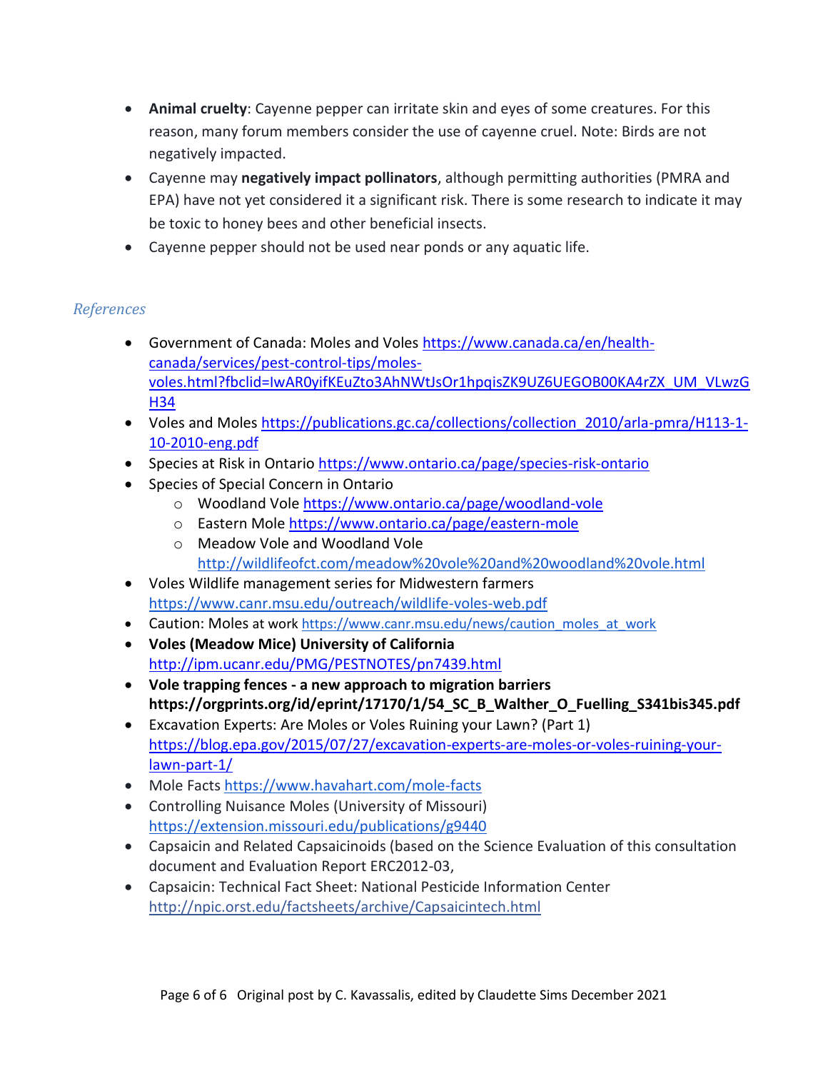- **Animal cruelty**: Cayenne pepper can irritate skin and eyes of some creatures. For this reason, many forum members consider the use of cayenne cruel. Note: Birds are not negatively impacted.
- Cayenne may **negatively impact pollinators**, although permitting authorities (PMRA and EPA) have not yet considered it a significant risk. There is some research to indicate it may be toxic to honey bees and other beneficial insects.
- Cayenne pepper should not be used near ponds or any aquatic life.

### *References*

- Government of Canada: Moles and Voles https://www.canada.ca/en/health-canada/services/pest-control-tips/moles-voles.html?fbclid=IwAR0yifKEuZto3AhNWtJsOr1hpqisZK9UZ6UEGOB00KA4rZX_UM_VLwzGH34
- Voles and Moles https://publications.gc.ca/collections/collection_2010/arla-pmra/H113-1-10-2010-eng.pdf
- Species at Risk in Ontario https://www.ontario.ca/page/species-risk-ontario
- Species of Special Concern in Ontario
    - Woodland Vole https://www.ontario.ca/page/woodland-vole
    - Eastern Mole https://www.ontario.ca/page/eastern-mole
    - Meadow Vole and Woodland Vole http://wildlifeofct.com/meadow%20vole%20and%20woodland%20vole.html
- Voles Wildlife management series for Midwestern farmers https://www.canr.msu.edu/outreach/wildlife-voles-web.pdf
- Caution: Moles at work https://www.canr.msu.edu/news/caution_moles_at_work
- **Voles (Meadow Mice) University of California** http://ipm.ucanr.edu/PMG/PESTNOTES/pn7439.html
- **Vole trapping fences - a new approach to migration barriers https://orgprints.org/id/eprint/17170/1/54_SC_B_Walther_O_Fuelling_S341bis345.pdf**
- Excavation Experts: Are Moles or Voles Ruining your Lawn? (Part 1) https://blog.epa.gov/2015/07/27/excavation-experts-are-moles-or-voles-ruining-your-lawn-part-1/
- Mole Facts https://www.havahart.com/mole-facts
- Controlling Nuisance Moles (University of Missouri) https://extension.missouri.edu/publications/g9440
- Capsaicin and Related Capsaicinoids (based on the Science Evaluation of this consultation document and Evaluation Report ERC2012-03,
- Capsaicin: Technical Fact Sheet: National Pesticide Information Center http://npic.orst.edu/factsheets/archive/Capsaicintech.html

Original post by C. Kavassalis, edited by Claudette Sims December 2021